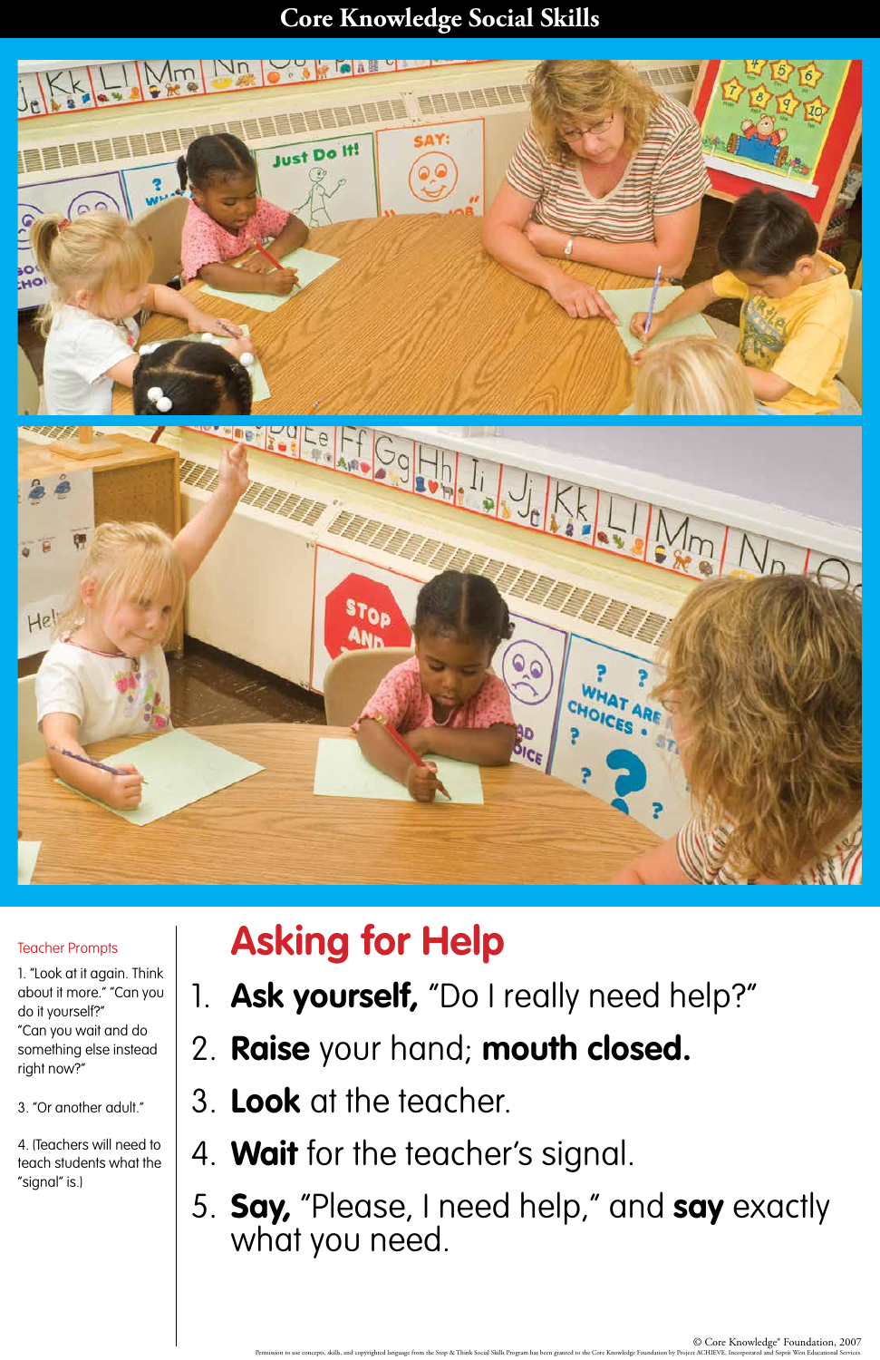# Core Knowledge Social Skills

## Asking for Help

1. **Ask yourself,** "Do I really need help?"
2. **Raise** your hand; **mouth closed.**
3. **Look** at the teacher.
4. **Wait** for the teacher's signal.
5. **Say,** "Please, I need help," and **say** exactly what you need.

Teacher Prompts

1. "Look at it again. Think about it more." "Can you do it yourself?" "Can you wait and do something else instead right now?"

3. "Or another adult."

4. (Teachers will need to teach students what the "signal" is.)

© Core Knowledge® Foundation, 2007

Permission to use concepts, skills, and copyrighted language from the Stop & Think Social Skills Program has been granted to the Core Knowledge Foundation by Project ACHIEVE, Incorporated and Sopris West Educational Services.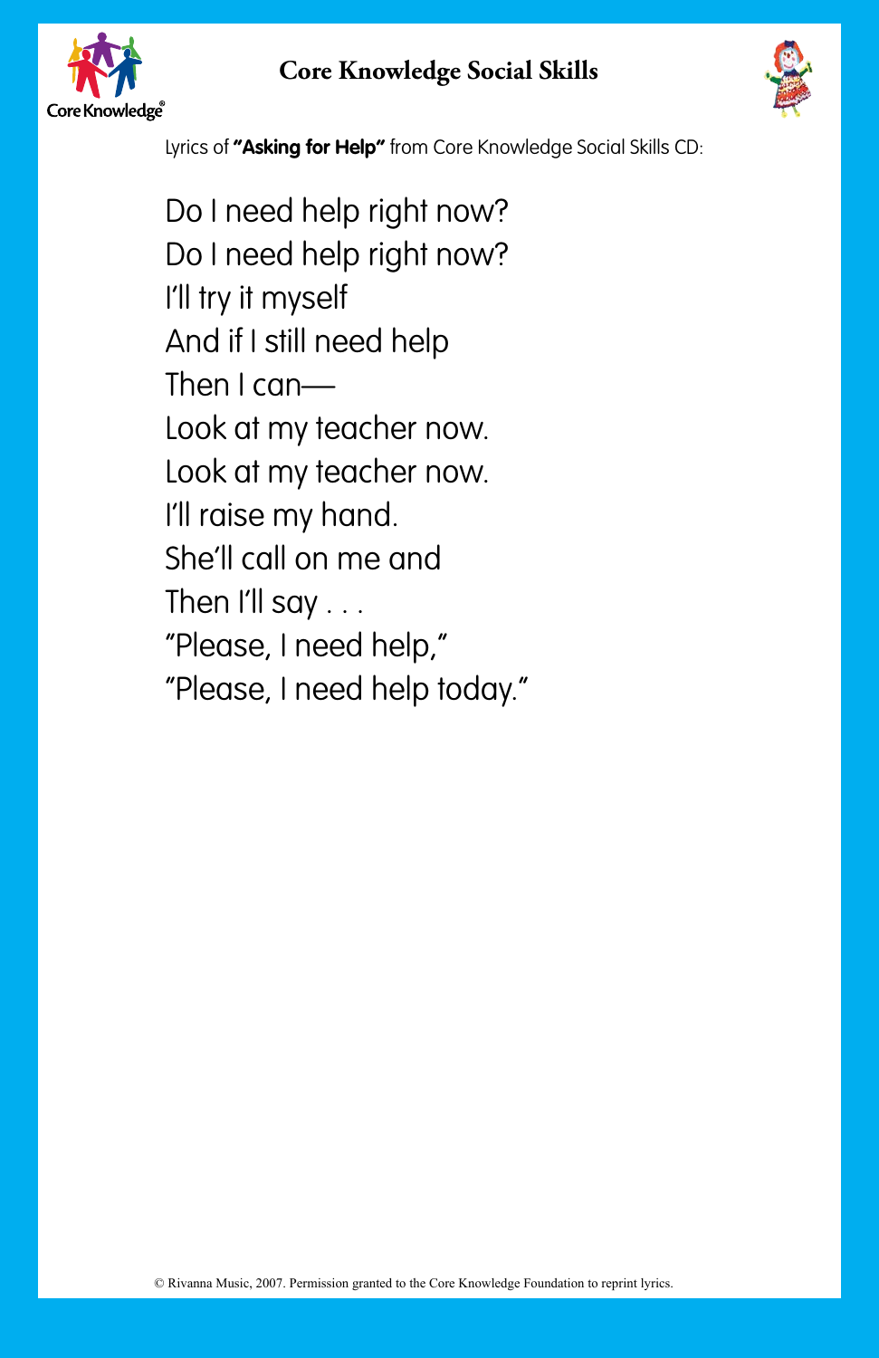# Core Knowledge Social Skills

Lyrics of **"Asking for Help"** from Core Knowledge Social Skills CD:

Do I need help right now?
Do I need help right now?
I'll try it myself
And if I still need help
Then I can—
Look at my teacher now.
Look at my teacher now.
I'll raise my hand.
She'll call on me and
Then I'll say . . .
"Please, I need help,"
"Please, I need help today."

© Rivanna Music, 2007. Permission granted to the Core Knowledge Foundation to reprint lyrics.